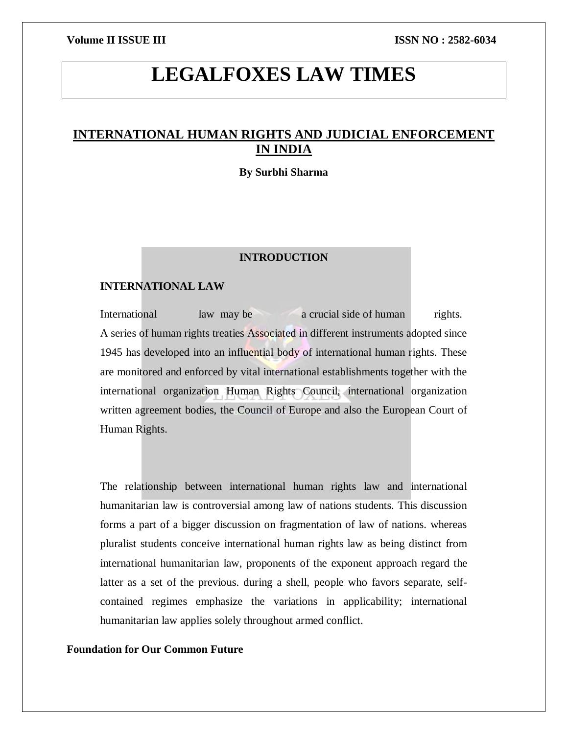## INTERNATIONAL HUMAN RIGHTS AND JUDICIAL ENFORCEMENT IN INDIA

**By Surbhi Sharma**

### INTRODUCTION

### INTERNATIONAL LAW

International law may be a crucial side of human rights. A series of human rights treaties Associated in different instruments adopted since 1945 has developed into an influential body of international human rights. These are monitored and enforced by vital international establishments together with the international organization Human Rights Council, international organization written agreement bodies, the Council of Europe and also the European Court of Human Rights.

The relationship between international human rights law and international humanitarian law is controversial among law of nations students. This discussion forms a part of a bigger discussion on fragmentation of law of nations. whereas pluralist students conceive international human rights law as being distinct from international humanitarian law, proponents of the exponent approach regard the latter as a set of the previous. during a shell, people who favors separate, self-contained regimes emphasize the variations in applicability; international humanitarian law applies solely throughout armed conflict.

**Foundation for Our Common Future**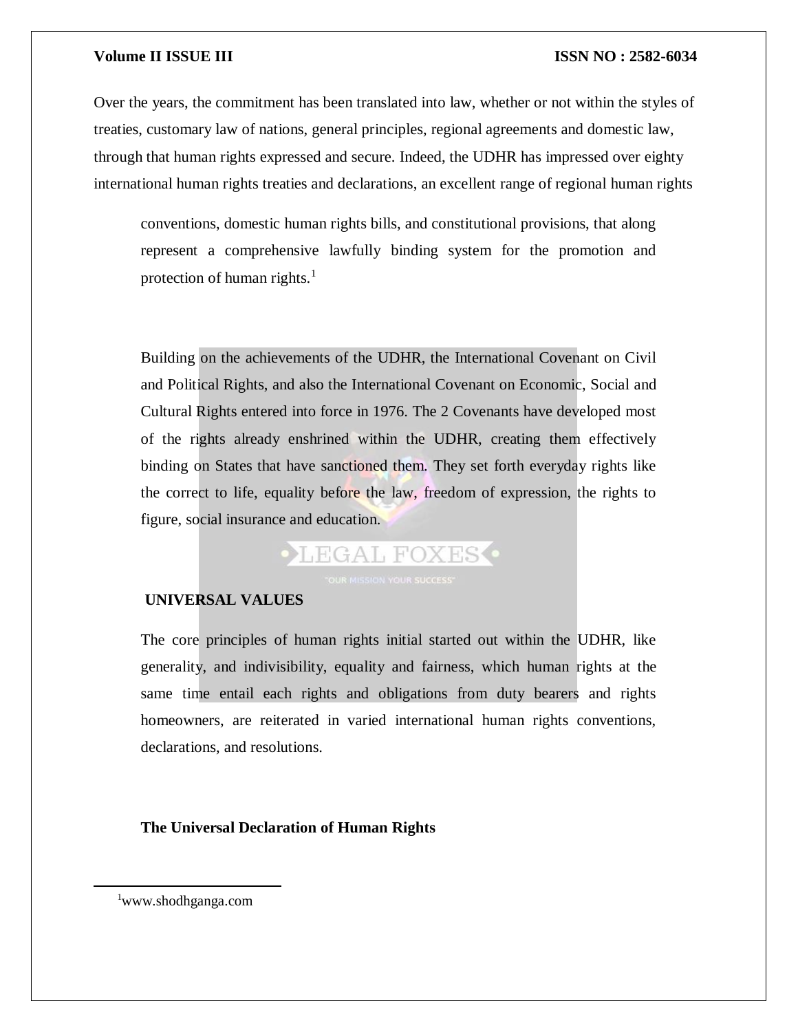Over the years, the commitment has been translated into law, whether or not within the styles of treaties, customary law of nations, general principles, regional agreements and domestic law, through that human rights expressed and secure. Indeed, the UDHR has impressed over eighty international human rights treaties and declarations, an excellent range of regional human rights conventions, domestic human rights bills, and constitutional provisions, that along represent a comprehensive lawfully binding system for the promotion and protection of human rights.[1]

Building on the achievements of the UDHR, the International Covenant on Civil and Political Rights, and also the International Covenant on Economic, Social and Cultural Rights entered into force in 1976. The 2 Covenants have developed most of the rights already enshrined within the UDHR, creating them effectively binding on States that have sanctioned them. They set forth everyday rights like the correct to life, equality before the law, freedom of expression, the rights to figure, social insurance and education.

**UNIVERSAL VALUES**

The core principles of human rights initial started out within the UDHR, like generality, and indivisibility, equality and fairness, which human rights at the same time entail each rights and obligations from duty bearers and rights homeowners, are reiterated in varied international human rights conventions, declarations, and resolutions.

**The Universal Declaration of Human Rights**

---

[1] www.shodhganga.com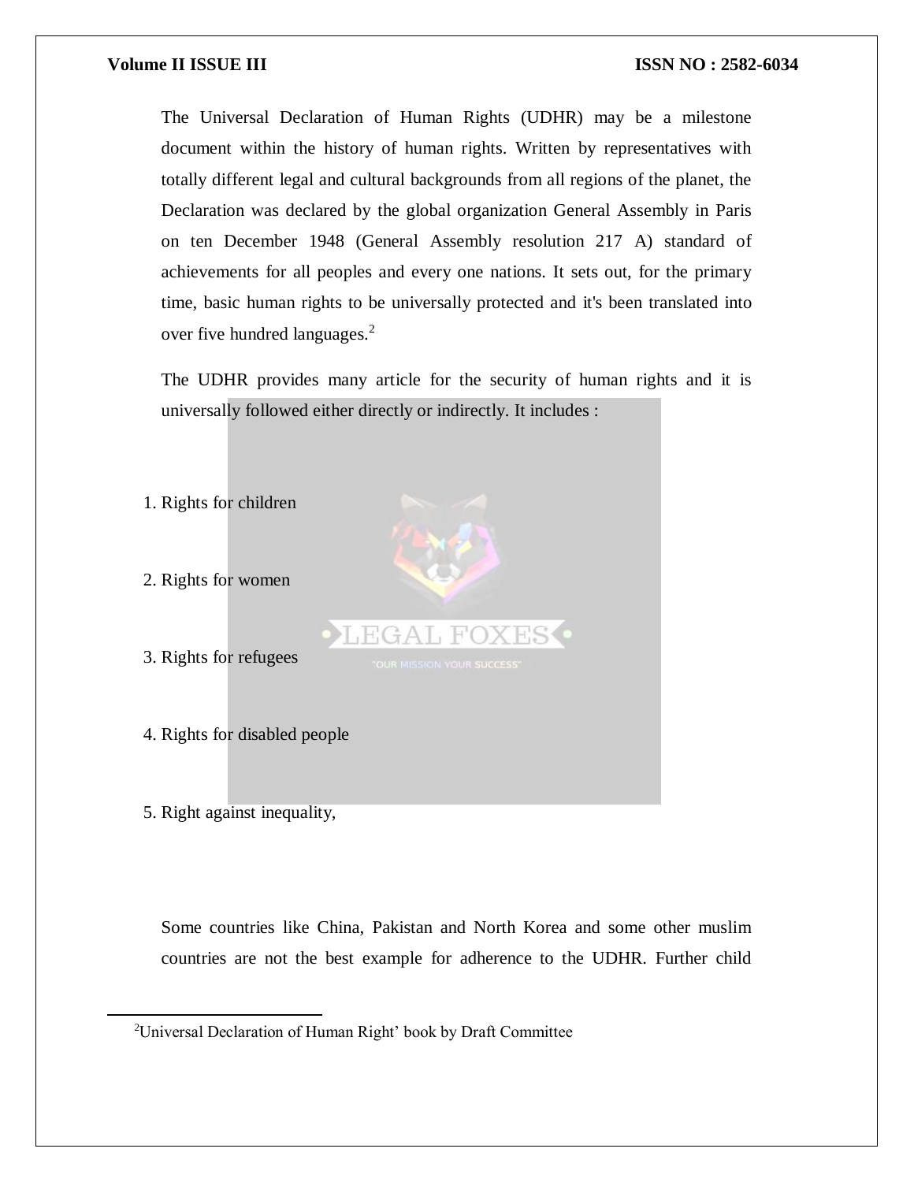The Universal Declaration of Human Rights (UDHR) may be a milestone document within the history of human rights. Written by representatives with totally different legal and cultural backgrounds from all regions of the planet, the Declaration was declared by the global organization General Assembly in Paris on ten December 1948 (General Assembly resolution 217 A) standard of achievements for all peoples and every one nations. It sets out, for the primary time, basic human rights to be universally protected and it's been translated into over five hundred languages.[2]

The UDHR provides many article for the security of human rights and it is universally followed either directly or indirectly. It includes :

1. Rights for children

2. Rights for women

3. Rights for refugees

4. Rights for disabled people

5. Right against inequality,

Some countries like China, Pakistan and North Korea and some other muslim countries are not the best example for adherence to the UDHR. Further child

---

[2]Universal Declaration of Human Right' book by Draft Committee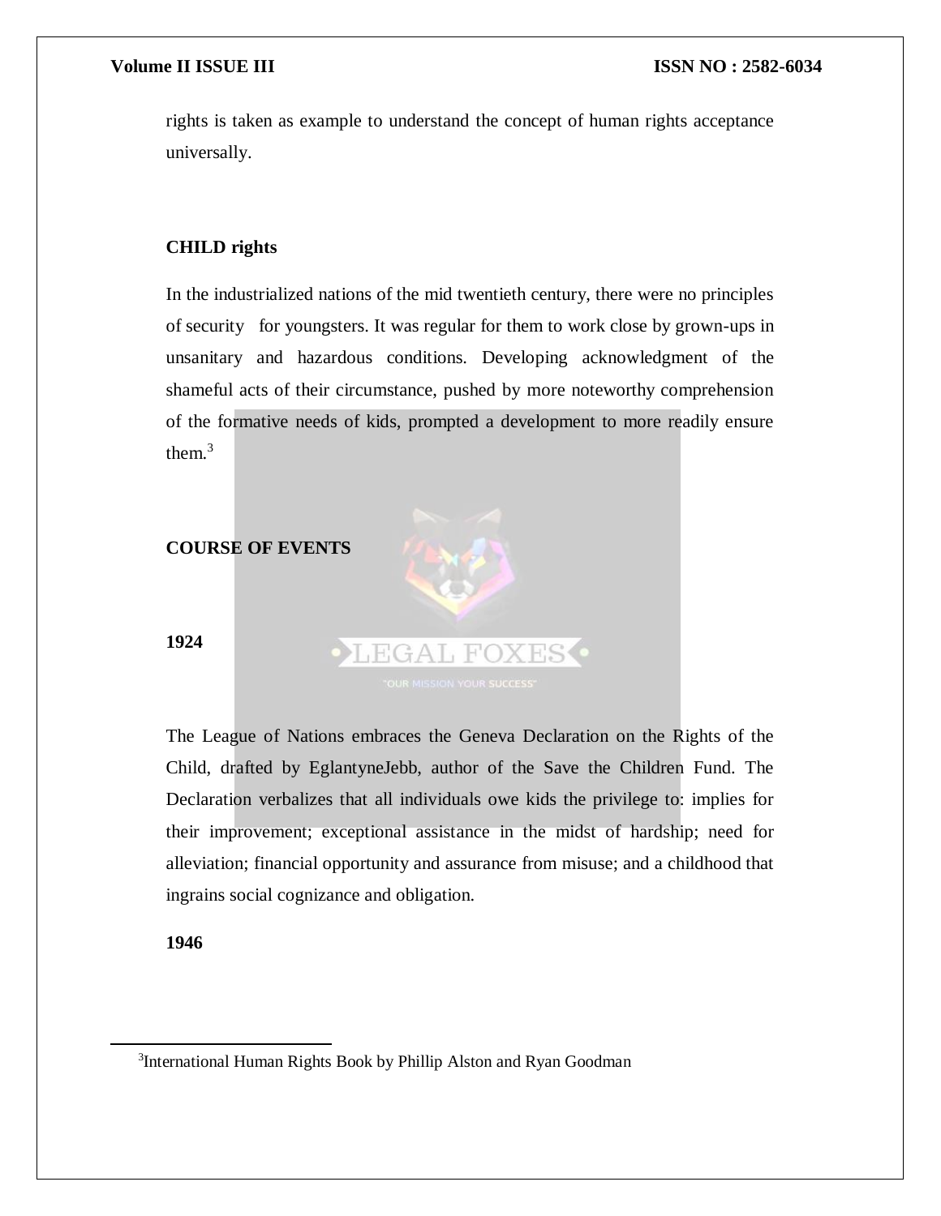rights is taken as example to understand the concept of human rights acceptance universally.

**CHILD rights**

In the industrialized nations of the mid twentieth century, there were no principles of security for youngsters. It was regular for them to work close by grown-ups in unsanitary and hazardous conditions. Developing acknowledgment of the shameful acts of their circumstance, pushed by more noteworthy comprehension of the formative needs of kids, prompted a development to more readily ensure them.[3]

**COURSE OF EVENTS**

**1924**

The League of Nations embraces the Geneva Declaration on the Rights of the Child, drafted by EglantyneJebb, author of the Save the Children Fund. The Declaration verbalizes that all individuals owe kids the privilege to: implies for their improvement; exceptional assistance in the midst of hardship; need for alleviation; financial opportunity and assurance from misuse; and a childhood that ingrains social cognizance and obligation.

**1946**

---

[3]International Human Rights Book by Phillip Alston and Ryan Goodman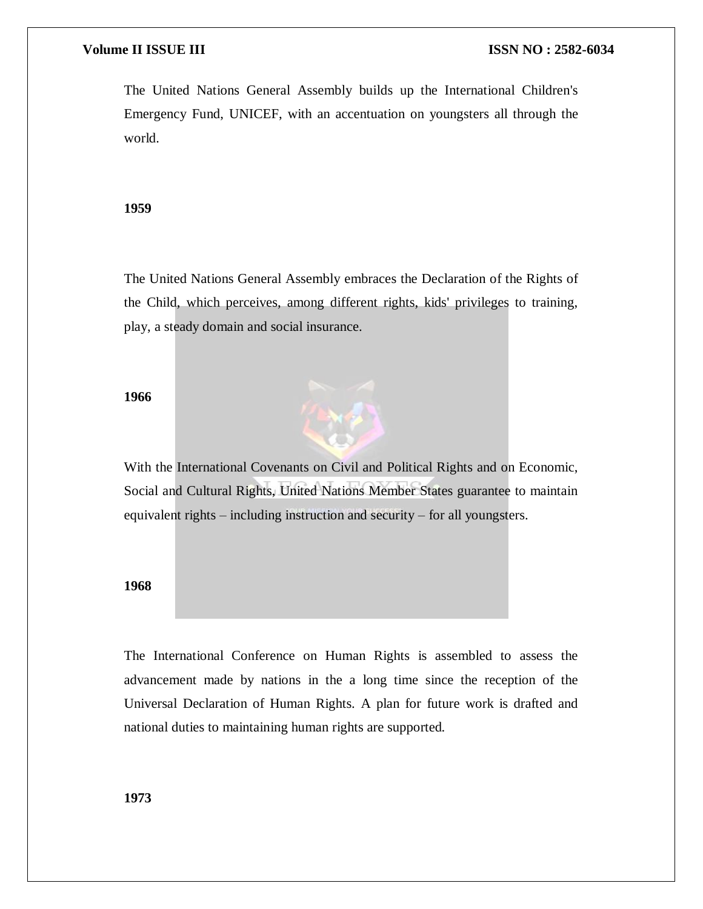The United Nations General Assembly builds up the International Children's Emergency Fund, UNICEF, with an accentuation on youngsters all through the world.

**1959**

The United Nations General Assembly embraces the Declaration of the Rights of the Child, which perceives, among different rights, kids' privileges to training, play, a steady domain and social insurance.

**1966**

With the International Covenants on Civil and Political Rights and on Economic, Social and Cultural Rights, United Nations Member States guarantee to maintain equivalent rights – including instruction and security – for all youngsters.

**1968**

The International Conference on Human Rights is assembled to assess the advancement made by nations in the a long time since the reception of the Universal Declaration of Human Rights. A plan for future work is drafted and national duties to maintaining human rights are supported.

**1973**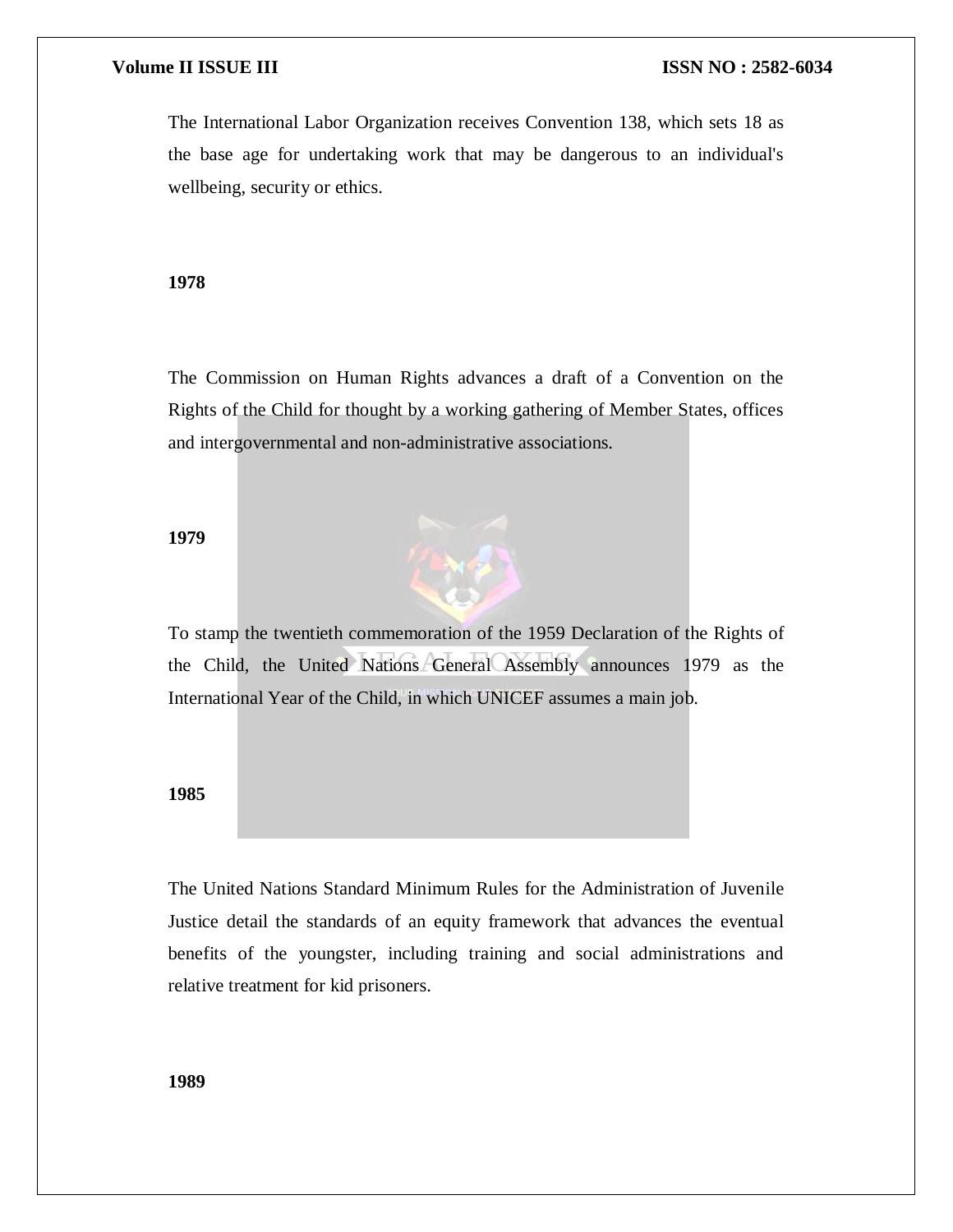The International Labor Organization receives Convention 138, which sets 18 as the base age for undertaking work that may be dangerous to an individual's wellbeing, security or ethics.

**1978**

The Commission on Human Rights advances a draft of a Convention on the Rights of the Child for thought by a working gathering of Member States, offices and intergovernmental and non-administrative associations.

**1979**

To stamp the twentieth commemoration of the 1959 Declaration of the Rights of the Child, the United Nations General Assembly announces 1979 as the International Year of the Child, in which UNICEF assumes a main job.

**1985**

The United Nations Standard Minimum Rules for the Administration of Juvenile Justice detail the standards of an equity framework that advances the eventual benefits of the youngster, including training and social administrations and relative treatment for kid prisoners.

**1989**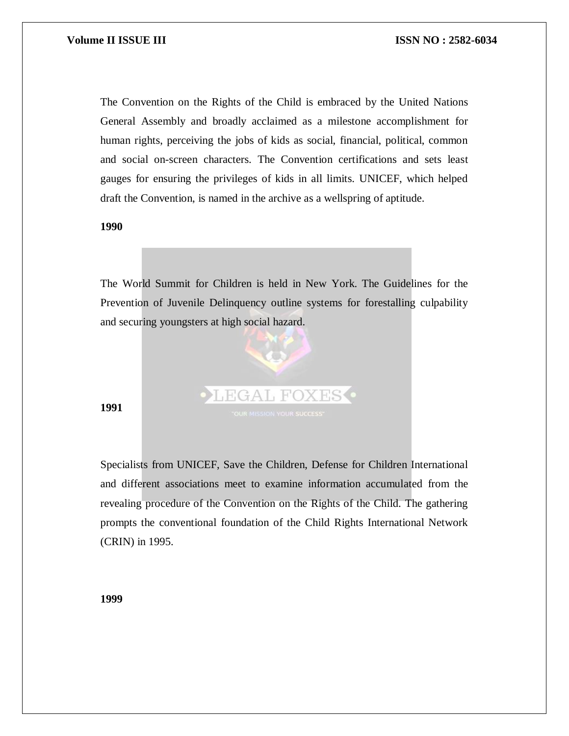The Convention on the Rights of the Child is embraced by the United Nations General Assembly and broadly acclaimed as a milestone accomplishment for human rights, perceiving the jobs of kids as social, financial, political, common and social on-screen characters. The Convention certifications and sets least gauges for ensuring the privileges of kids in all limits. UNICEF, which helped draft the Convention, is named in the archive as a wellspring of aptitude.

**1990**

The World Summit for Children is held in New York. The Guidelines for the Prevention of Juvenile Delinquency outline systems for forestalling culpability and securing youngsters at high social hazard.

**1991**

Specialists from UNICEF, Save the Children, Defense for Children International and different associations meet to examine information accumulated from the revealing procedure of the Convention on the Rights of the Child. The gathering prompts the conventional foundation of the Child Rights International Network (CRIN) in 1995.

**1999**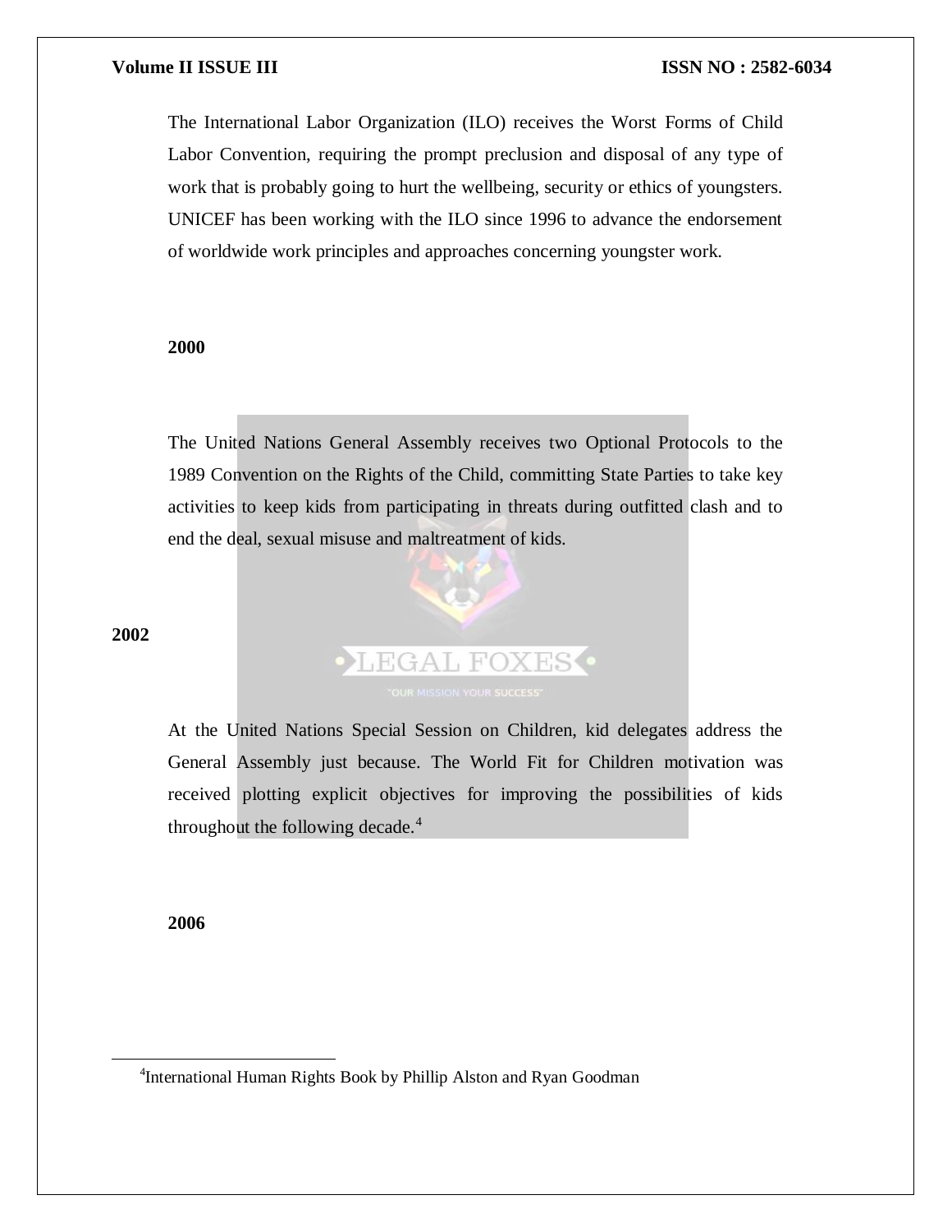The International Labor Organization (ILO) receives the Worst Forms of Child Labor Convention, requiring the prompt preclusion and disposal of any type of work that is probably going to hurt the wellbeing, security or ethics of youngsters. UNICEF has been working with the ILO since 1996 to advance the endorsement of worldwide work principles and approaches concerning youngster work.

**2000**

The United Nations General Assembly receives two Optional Protocols to the 1989 Convention on the Rights of the Child, committing State Parties to take key activities to keep kids from participating in threats during outfitted clash and to end the deal, sexual misuse and maltreatment of kids.

**2002**

At the United Nations Special Session on Children, kid delegates address the General Assembly just because. The World Fit for Children motivation was received plotting explicit objectives for improving the possibilities of kids throughout the following decade.[4]

**2006**

[4] International Human Rights Book by Phillip Alston and Ryan Goodman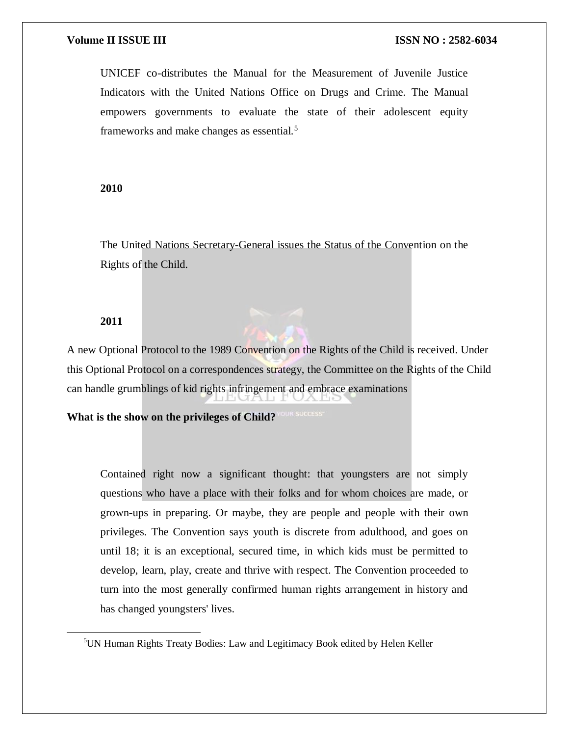UNICEF co-distributes the Manual for the Measurement of Juvenile Justice Indicators with the United Nations Office on Drugs and Crime. The Manual empowers governments to evaluate the state of their adolescent equity frameworks and make changes as essential.[5]

**2010**

The United Nations Secretary-General issues the Status of the Convention on the Rights of the Child.

**2011**

A new Optional Protocol to the 1989 Convention on the Rights of the Child is received. Under this Optional Protocol on a correspondences strategy, the Committee on the Rights of the Child can handle grumblings of kid rights infringement and embrace examinations

**What is the show on the privileges of Child?**

Contained right now a significant thought: that youngsters are not simply questions who have a place with their folks and for whom choices are made, or grown-ups in preparing. Or maybe, they are people and people with their own privileges. The Convention says youth is discrete from adulthood, and goes on until 18; it is an exceptional, secured time, in which kids must be permitted to develop, learn, play, create and thrive with respect. The Convention proceeded to turn into the most generally confirmed human rights arrangement in history and has changed youngsters' lives.

---

[5] UN Human Rights Treaty Bodies: Law and Legitimacy Book edited by Helen Keller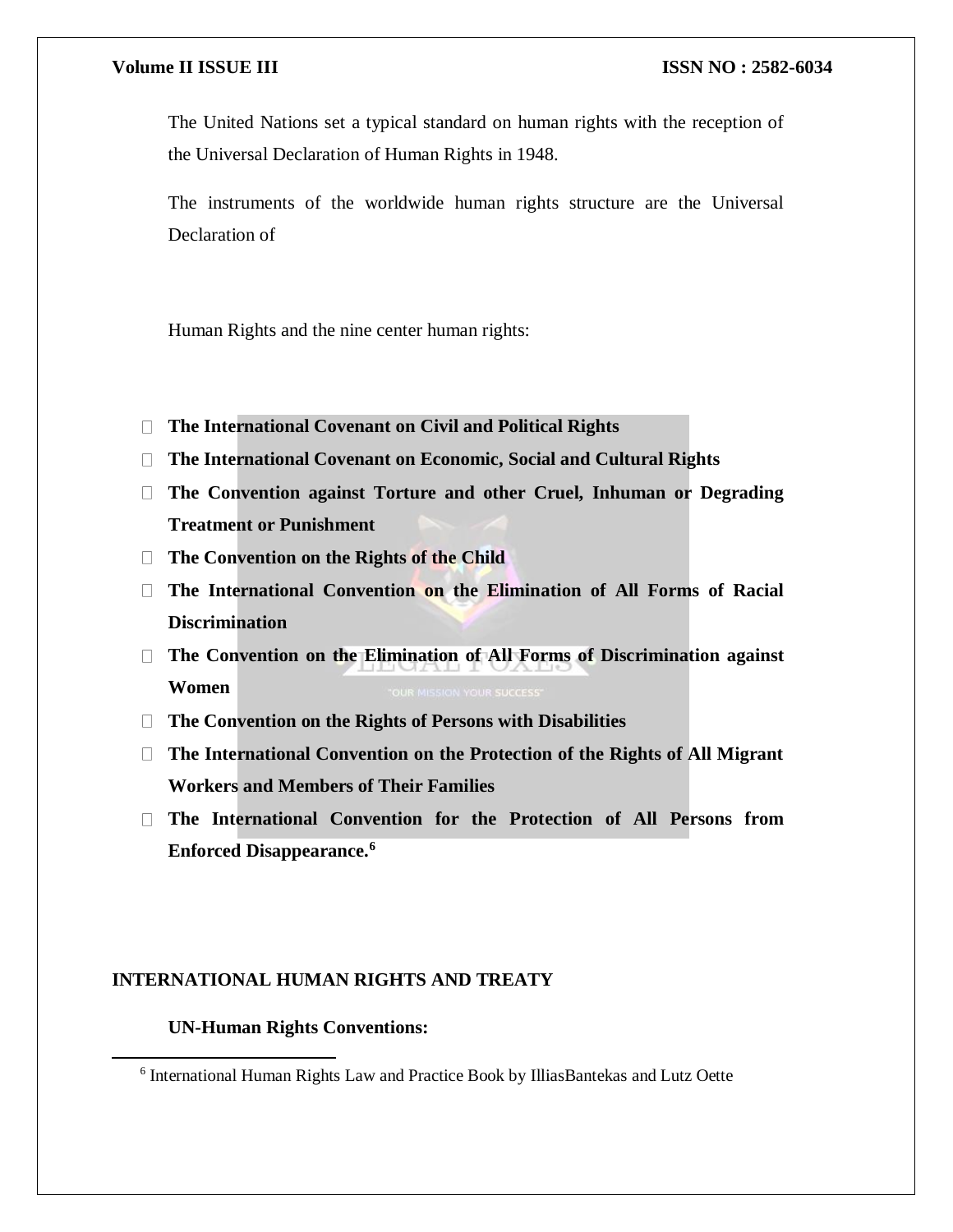The United Nations set a typical standard on human rights with the reception of the Universal Declaration of Human Rights in 1948.

The instruments of the worldwide human rights structure are the Universal Declaration of

Human Rights and the nine center human rights:

- **The International Covenant on Civil and Political Rights**
- **The International Covenant on Economic, Social and Cultural Rights**
- **The Convention against Torture and other Cruel, Inhuman or Degrading Treatment or Punishment**
- **The Convention on the Rights of the Child**
- **The International Convention on the Elimination of All Forms of Racial Discrimination**
- **The Convention on the Elimination of All Forms of Discrimination against Women**
- **The Convention on the Rights of Persons with Disabilities**
- **The International Convention on the Protection of the Rights of All Migrant Workers and Members of Their Families**
- **The International Convention for the Protection of All Persons from Enforced Disappearance.**[6]

## INTERNATIONAL HUMAN RIGHTS AND TREATY

**UN-Human Rights Conventions:**

---

[6] International Human Rights Law and Practice Book by IlliasBantekas and Lutz Oette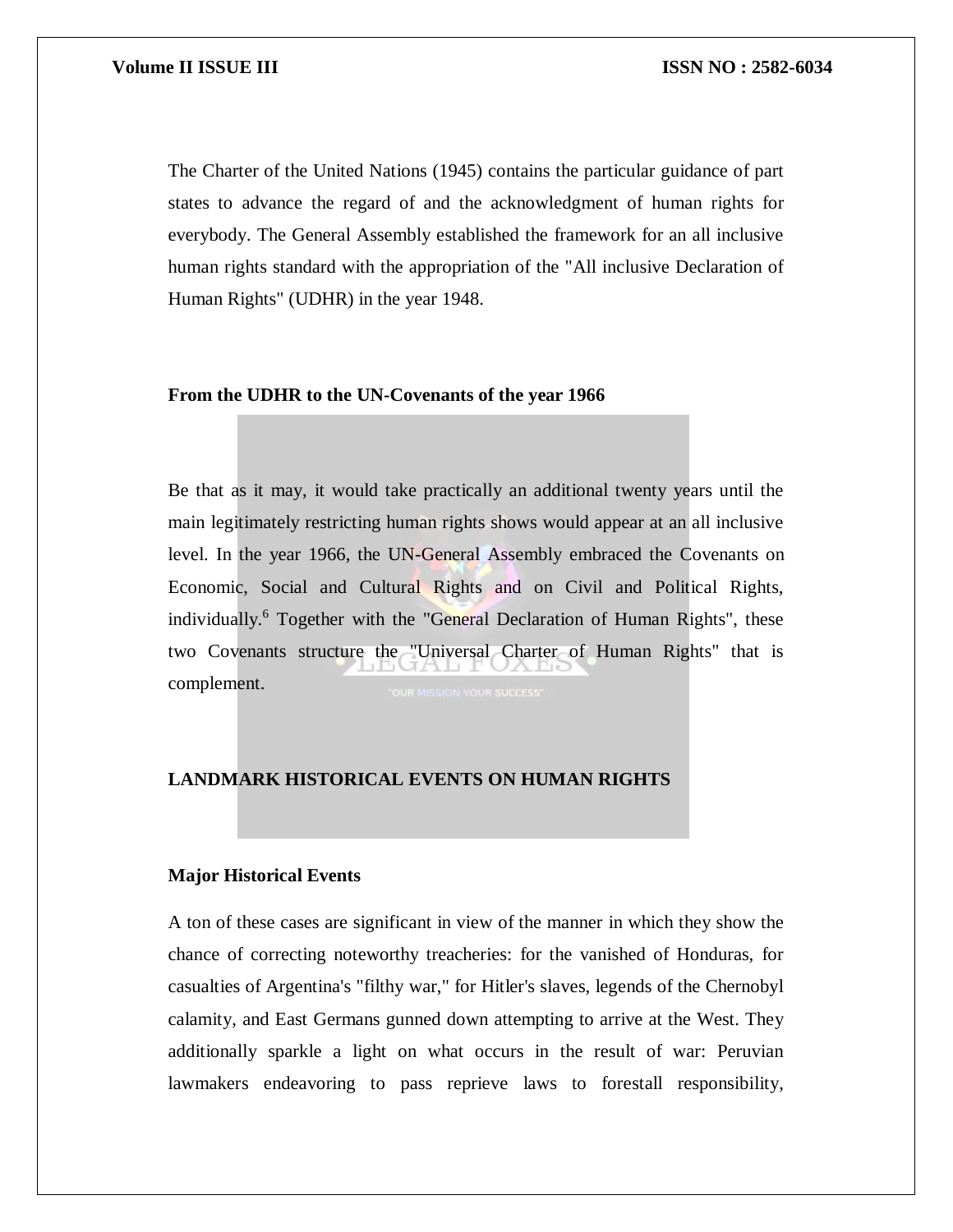The Charter of the United Nations (1945) contains the particular guidance of part states to advance the regard of and the acknowledgment of human rights for everybody. The General Assembly established the framework for an all inclusive human rights standard with the appropriation of the "All inclusive Declaration of Human Rights" (UDHR) in the year 1948.

**From the UDHR to the UN-Covenants of the year 1966**

Be that as it may, it would take practically an additional twenty years until the main legitimately restricting human rights shows would appear at an all inclusive level. In the year 1966, the UN-General Assembly embraced the Covenants on Economic, Social and Cultural Rights and on Civil and Political Rights, individually.[6] Together with the "General Declaration of Human Rights", these two Covenants structure the "Universal Charter of Human Rights" that is complement.

## LANDMARK HISTORICAL EVENTS ON HUMAN RIGHTS

**Major Historical Events**

A ton of these cases are significant in view of the manner in which they show the chance of correcting noteworthy treacheries: for the vanished of Honduras, for casualties of Argentina's "filthy war," for Hitler's slaves, legends of the Chernobyl calamity, and East Germans gunned down attempting to arrive at the West. They additionally sparkle a light on what occurs in the result of war: Peruvian lawmakers endeavoring to pass reprieve laws to forestall responsibility,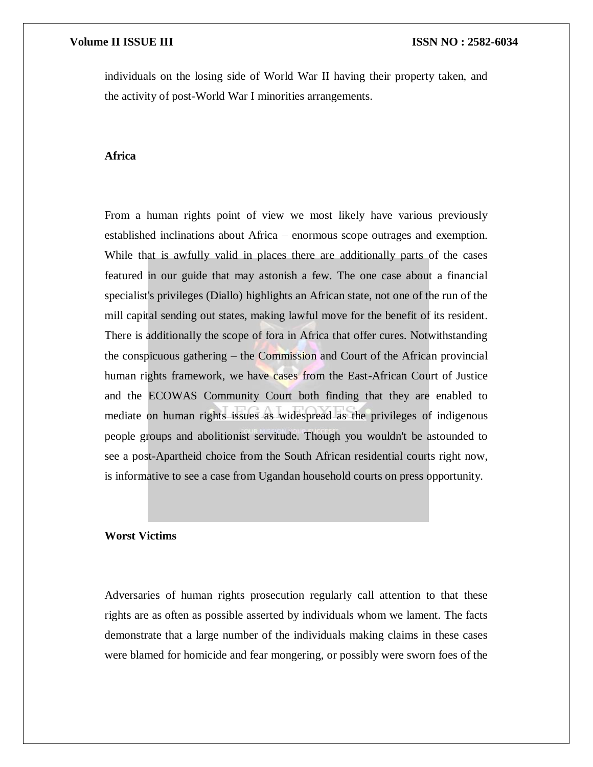individuals on the losing side of World War II having their property taken, and the activity of post-World War I minorities arrangements.

**Africa**

From a human rights point of view we most likely have various previously established inclinations about Africa – enormous scope outrages and exemption. While that is awfully valid in places there are additionally parts of the cases featured in our guide that may astonish a few. The one case about a financial specialist's privileges (Diallo) highlights an African state, not one of the run of the mill capital sending out states, making lawful move for the benefit of its resident. There is additionally the scope of fora in Africa that offer cures. Notwithstanding the conspicuous gathering – the Commission and Court of the African provincial human rights framework, we have cases from the East-African Court of Justice and the ECOWAS Community Court both finding that they are enabled to mediate on human rights issues as widespread as the privileges of indigenous people groups and abolitionist servitude. Though you wouldn't be astounded to see a post-Apartheid choice from the South African residential courts right now, is informative to see a case from Ugandan household courts on press opportunity.

**Worst Victims**

Adversaries of human rights prosecution regularly call attention to that these rights are as often as possible asserted by individuals whom we lament. The facts demonstrate that a large number of the individuals making claims in these cases were blamed for homicide and fear mongering, or possibly were sworn foes of the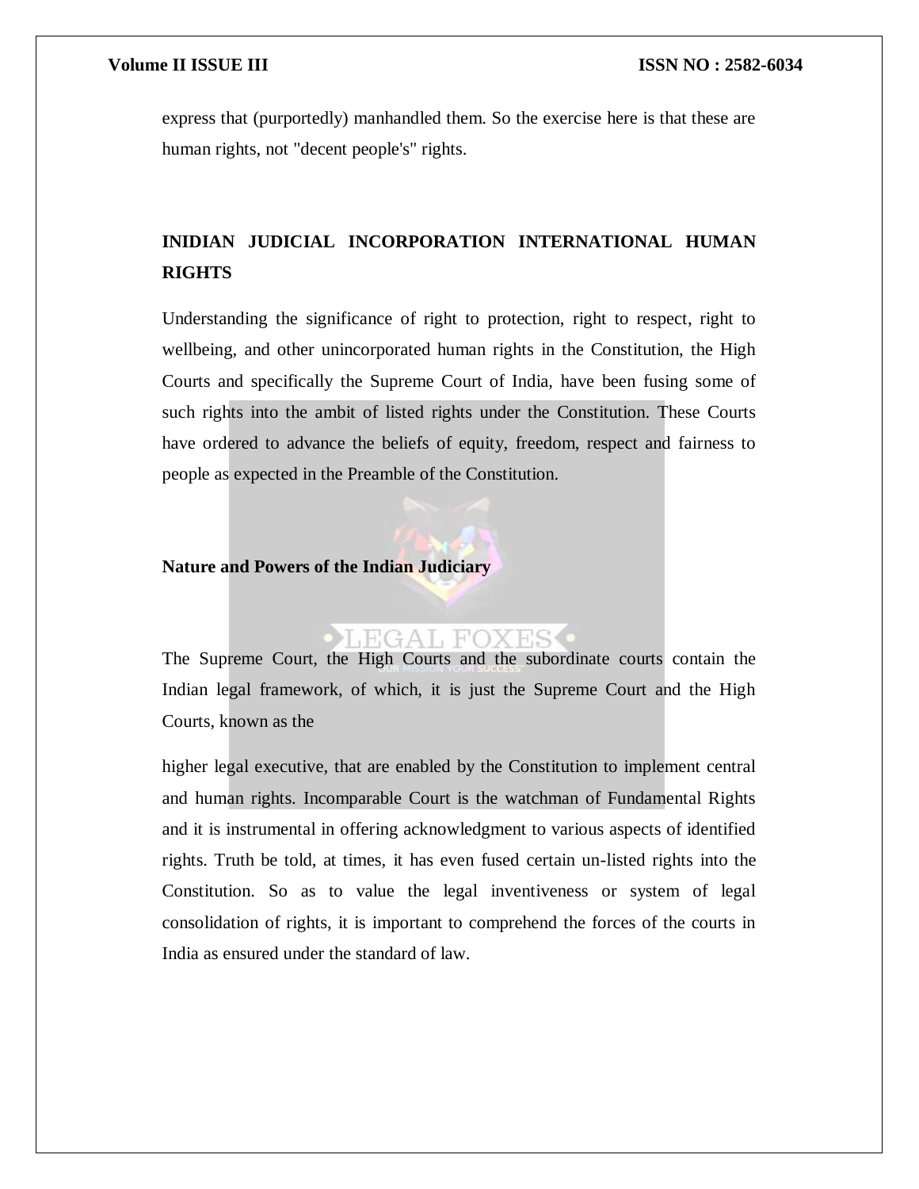express that (purportedly) manhandled them. So the exercise here is that these are human rights, not "decent people's" rights.

## INIDIAN JUDICIAL INCORPORATION INTERNATIONAL HUMAN RIGHTS

Understanding the significance of right to protection, right to respect, right to wellbeing, and other unincorporated human rights in the Constitution, the High Courts and specifically the Supreme Court of India, have been fusing some of such rights into the ambit of listed rights under the Constitution. These Courts have ordered to advance the beliefs of equity, freedom, respect and fairness to people as expected in the Preamble of the Constitution.

### Nature and Powers of the Indian Judiciary

The Supreme Court, the High Courts and the subordinate courts contain the Indian legal framework, of which, it is just the Supreme Court and the High Courts, known as the

higher legal executive, that are enabled by the Constitution to implement central and human rights. Incomparable Court is the watchman of Fundamental Rights and it is instrumental in offering acknowledgment to various aspects of identified rights. Truth be told, at times, it has even fused certain un-listed rights into the Constitution. So as to value the legal inventiveness or system of legal consolidation of rights, it is important to comprehend the forces of the courts in India as ensured under the standard of law.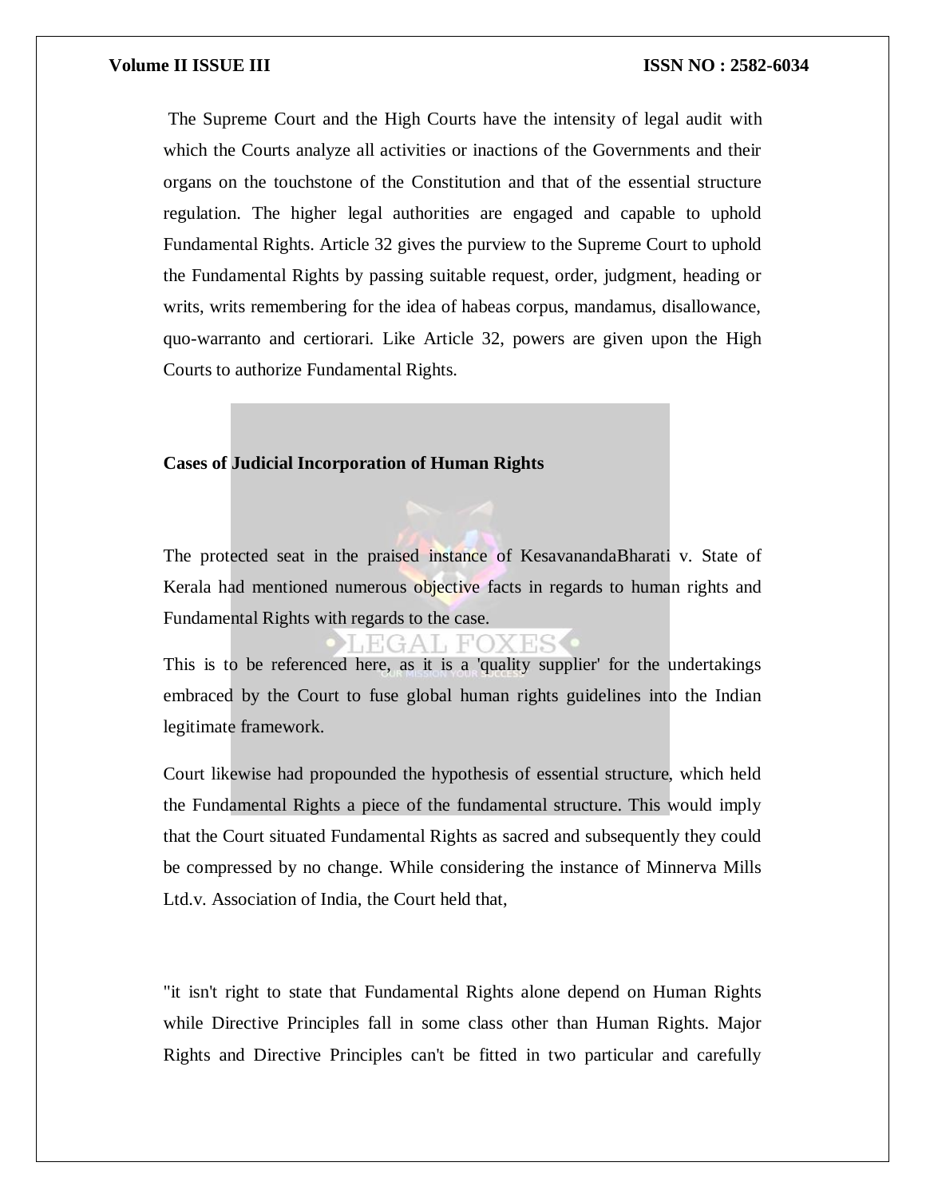The Supreme Court and the High Courts have the intensity of legal audit with which the Courts analyze all activities or inactions of the Governments and their organs on the touchstone of the Constitution and that of the essential structure regulation. The higher legal authorities are engaged and capable to uphold Fundamental Rights. Article 32 gives the purview to the Supreme Court to uphold the Fundamental Rights by passing suitable request, order, judgment, heading or writs, writs remembering for the idea of habeas corpus, mandamus, disallowance, quo-warranto and certiorari. Like Article 32, powers are given upon the High Courts to authorize Fundamental Rights.

**Cases of Judicial Incorporation of Human Rights**

The protected seat in the praised instance of KesavanandaBharati v. State of Kerala had mentioned numerous objective facts in regards to human rights and Fundamental Rights with regards to the case.

This is to be referenced here, as it is a 'quality supplier' for the undertakings embraced by the Court to fuse global human rights guidelines into the Indian legitimate framework.

Court likewise had propounded the hypothesis of essential structure, which held the Fundamental Rights a piece of the fundamental structure. This would imply that the Court situated Fundamental Rights as sacred and subsequently they could be compressed by no change. While considering the instance of Minnerva Mills Ltd.v. Association of India, the Court held that,

"it isn't right to state that Fundamental Rights alone depend on Human Rights while Directive Principles fall in some class other than Human Rights. Major Rights and Directive Principles can't be fitted in two particular and carefully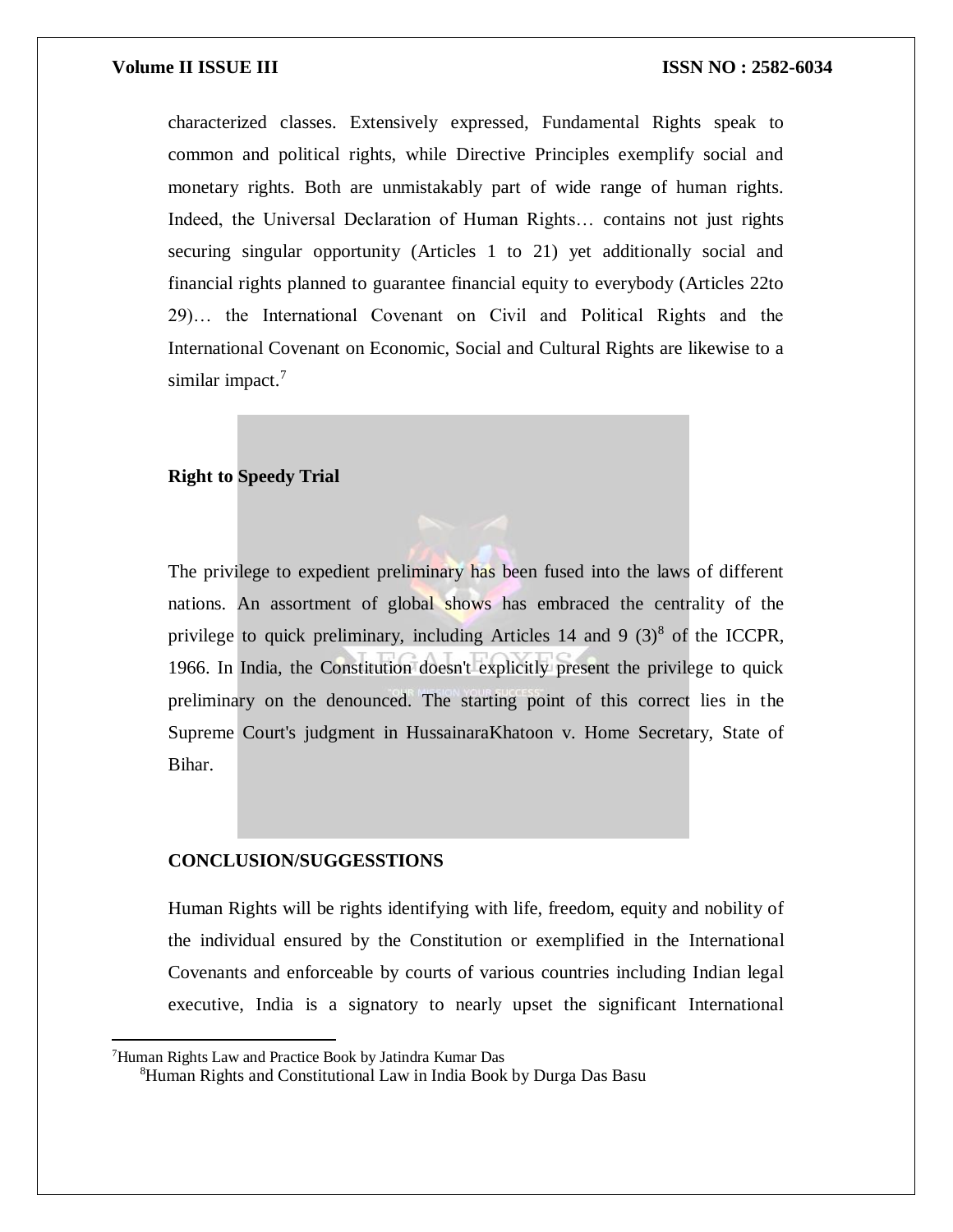characterized classes. Extensively expressed, Fundamental Rights speak to common and political rights, while Directive Principles exemplify social and monetary rights. Both are unmistakably part of wide range of human rights. Indeed, the Universal Declaration of Human Rights… contains not just rights securing singular opportunity (Articles 1 to 21) yet additionally social and financial rights planned to guarantee financial equity to everybody (Articles 22to 29)… the International Covenant on Civil and Political Rights and the International Covenant on Economic, Social and Cultural Rights are likewise to a similar impact.[7]

**Right to Speedy Trial**

The privilege to expedient preliminary has been fused into the laws of different nations. An assortment of global shows has embraced the centrality of the privilege to quick preliminary, including Articles 14 and 9 (3)[8] of the ICCPR, 1966. In India, the Constitution doesn't explicitly present the privilege to quick preliminary on the denounced. The starting point of this correct lies in the Supreme Court's judgment in HussainaraKhatoon v. Home Secretary, State of Bihar.

**CONCLUSION/SUGGESSTIONS**

Human Rights will be rights identifying with life, freedom, equity and nobility of the individual ensured by the Constitution or exemplified in the International Covenants and enforceable by courts of various countries including Indian legal executive, India is a signatory to nearly upset the significant International

[7]Human Rights Law and Practice Book by Jatindra Kumar Das

[8]Human Rights and Constitutional Law in India Book by Durga Das Basu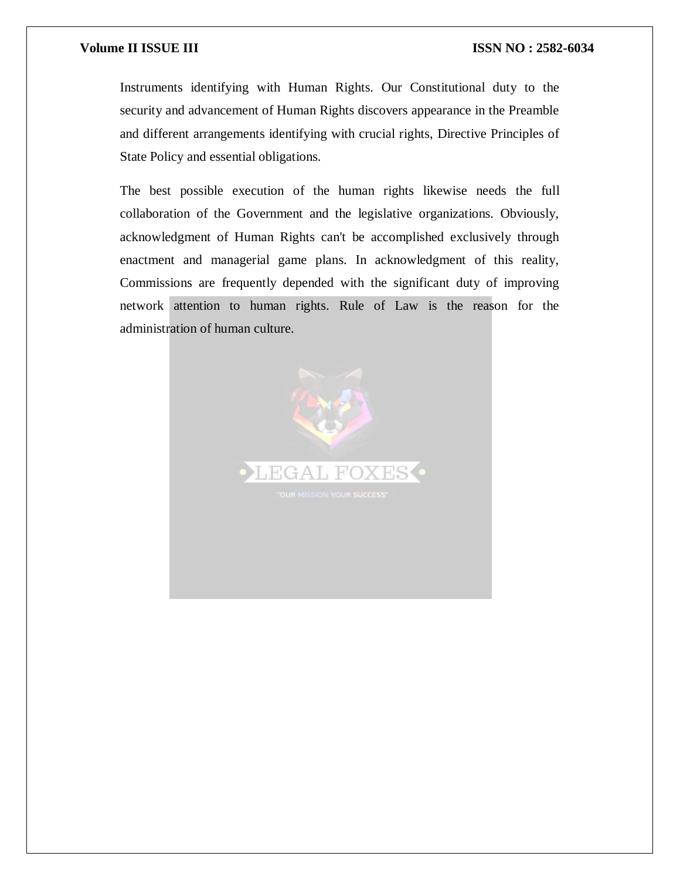Instruments identifying with Human Rights. Our Constitutional duty to the security and advancement of Human Rights discovers appearance in the Preamble and different arrangements identifying with crucial rights, Directive Principles of State Policy and essential obligations.

The best possible execution of the human rights likewise needs the full collaboration of the Government and the legislative organizations. Obviously, acknowledgment of Human Rights can't be accomplished exclusively through enactment and managerial game plans. In acknowledgment of this reality, Commissions are frequently depended with the significant duty of improving network attention to human rights. Rule of Law is the reason for the administration of human culture.